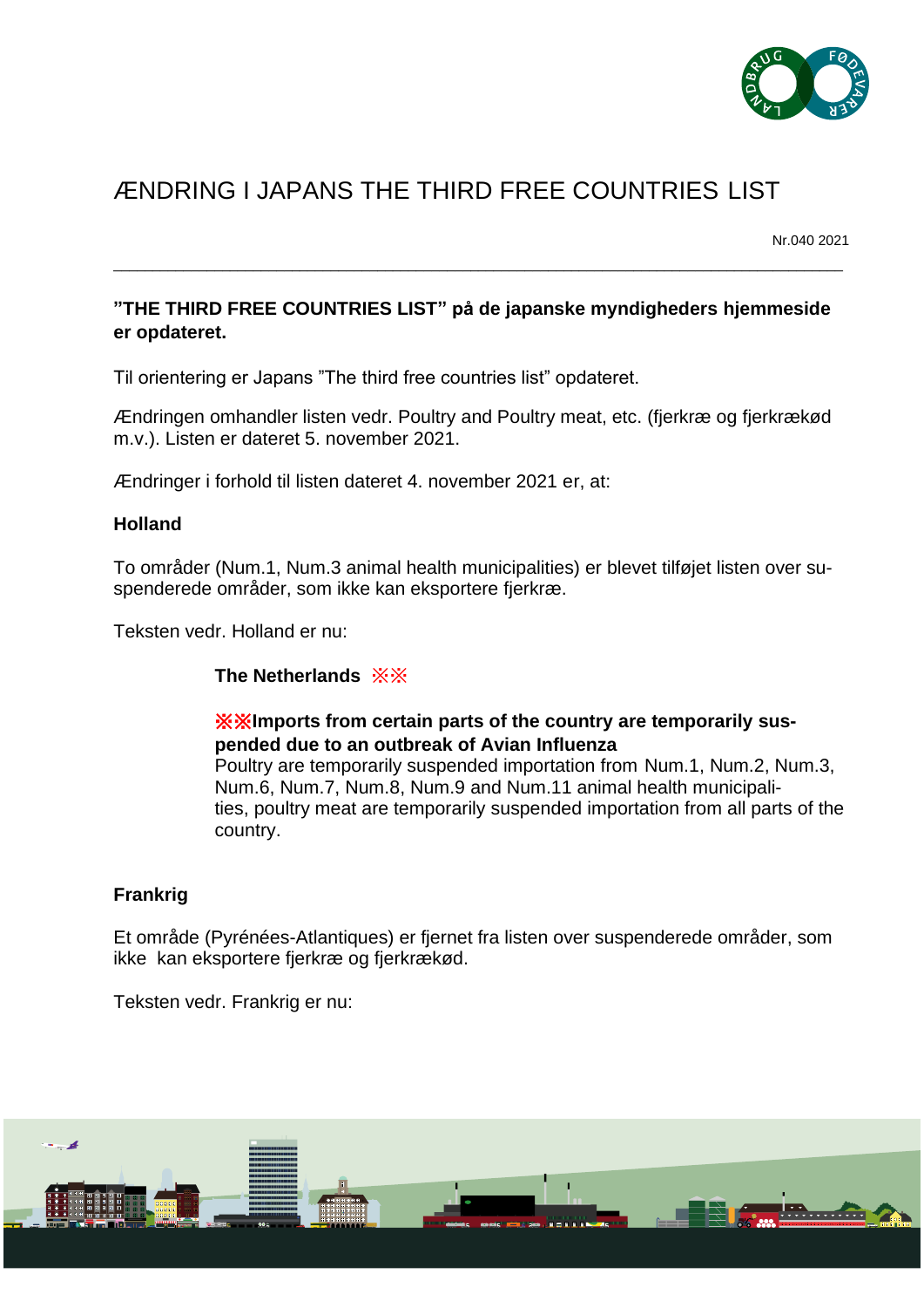# ÆNDRING I JAPANS THE THIRD FREE COUNTRIES LIST

Nr.040 2021

**"THE THIRD FREE COUNTRIES LIST" på de japanske myndigheders hjemmeside er opdateret.**

Til orientering er Japans "The third free countries list" opdateret.

Ændringen omhandler listen vedr. Poultry and Poultry meat, etc. (fjerkræ og fjerkrækød m.v.). Listen er dateret 5. november 2021.

Ændringer i forhold til listen dateret 4. november 2021 er, at:

**Holland**

To områder (Num.1, Num.3 animal health municipalities) er blevet tilføjet listen over suspenderede områder, som ikke kan eksportere fjerkræ.

Teksten vedr. Holland er nu:

> **The Netherlands** ※※
>
> **※※Imports from certain parts of the country are temporarily suspended due to an outbreak of Avian Influenza**
> Poultry are temporarily suspended importation from Num.1, Num.2, Num.3, Num.6, Num.7, Num.8, Num.9 and Num.11 animal health municipalities, poultry meat are temporarily suspended importation from all parts of the country.

**Frankrig**

Et område (Pyrénées-Atlantiques) er fjernet fra listen over suspenderede områder, som ikke kan eksportere fjerkræ og fjerkrækød.

Teksten vedr. Frankrig er nu: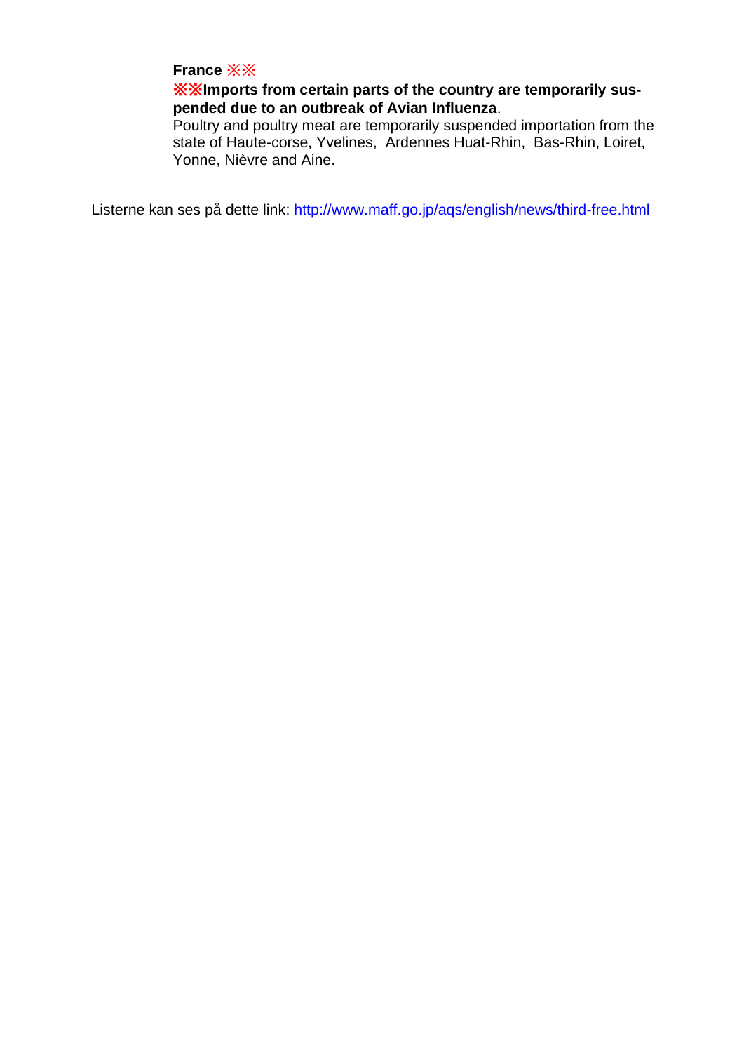**France ※※**

**※※Imports from certain parts of the country are temporarily suspended due to an outbreak of Avian Influenza**.
Poultry and poultry meat are temporarily suspended importation from the state of Haute-corse, Yvelines, Ardennes Huat-Rhin, Bas-Rhin, Loiret, Yonne, Nièvre and Aine.

Listerne kan ses på dette link: http://www.maff.go.jp/aqs/english/news/third-free.html